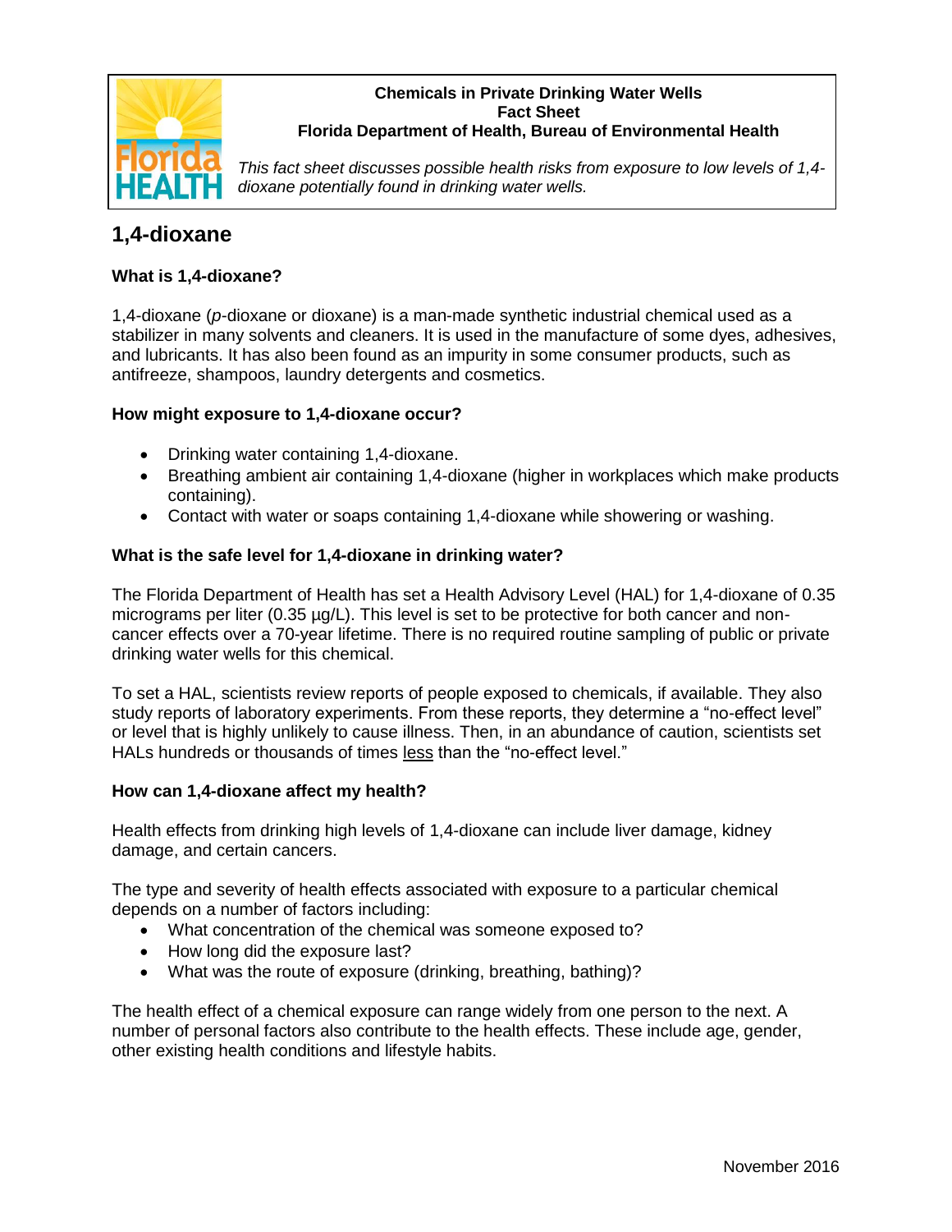**Chemicals in Private Drinking Water Wells**
**Fact Sheet**
**Florida Department of Health, Bureau of Environmental Health**

*This fact sheet discusses possible health risks from exposure to low levels of 1,4-dioxane potentially found in drinking water wells.*

## 1,4-dioxane

### What is 1,4-dioxane?

1,4-dioxane (*p*-dioxane or dioxane) is a man-made synthetic industrial chemical used as a stabilizer in many solvents and cleaners. It is used in the manufacture of some dyes, adhesives, and lubricants. It has also been found as an impurity in some consumer products, such as antifreeze, shampoos, laundry detergents and cosmetics.

### How might exposure to 1,4-dioxane occur?

- Drinking water containing 1,4-dioxane.
- Breathing ambient air containing 1,4-dioxane (higher in workplaces which make products containing).
- Contact with water or soaps containing 1,4-dioxane while showering or washing.

### What is the safe level for 1,4-dioxane in drinking water?

The Florida Department of Health has set a Health Advisory Level (HAL) for 1,4-dioxane of 0.35 micrograms per liter (0.35 µg/L). This level is set to be protective for both cancer and non-cancer effects over a 70-year lifetime. There is no required routine sampling of public or private drinking water wells for this chemical.

To set a HAL, scientists review reports of people exposed to chemicals, if available. They also study reports of laboratory experiments. From these reports, they determine a "no-effect level" or level that is highly unlikely to cause illness. Then, in an abundance of caution, scientists set HALs hundreds or thousands of times less than the "no-effect level."

### How can 1,4-dioxane affect my health?

Health effects from drinking high levels of 1,4-dioxane can include liver damage, kidney damage, and certain cancers.

The type and severity of health effects associated with exposure to a particular chemical depends on a number of factors including:

- What concentration of the chemical was someone exposed to?
- How long did the exposure last?
- What was the route of exposure (drinking, breathing, bathing)?

The health effect of a chemical exposure can range widely from one person to the next. A number of personal factors also contribute to the health effects. These include age, gender, other existing health conditions and lifestyle habits.

November 2016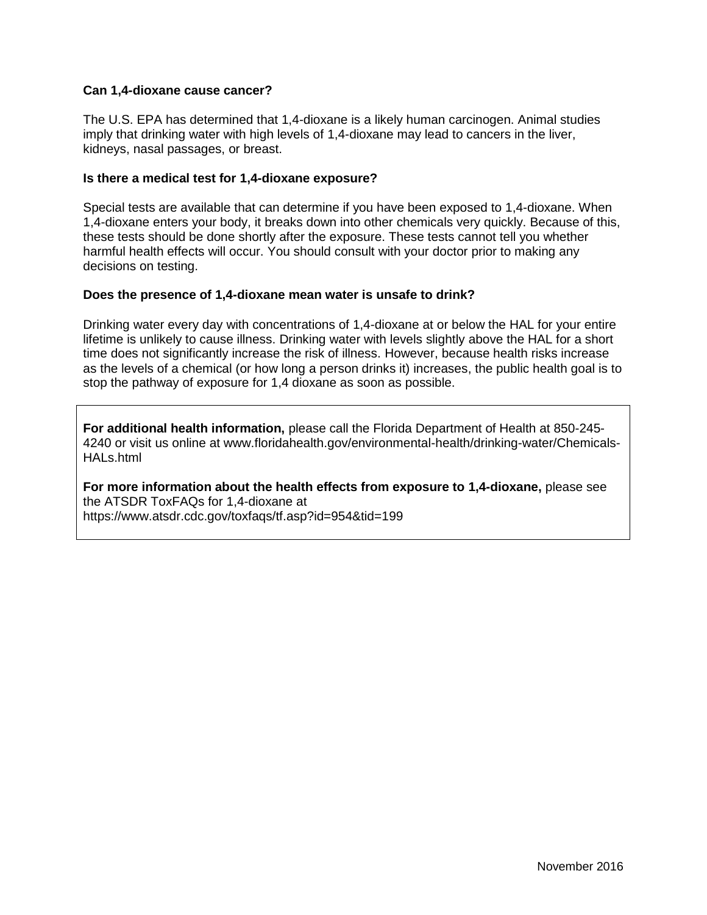### Can 1,4-dioxane cause cancer?

The U.S. EPA has determined that 1,4-dioxane is a likely human carcinogen. Animal studies imply that drinking water with high levels of 1,4-dioxane may lead to cancers in the liver, kidneys, nasal passages, or breast.

### Is there a medical test for 1,4-dioxane exposure?

Special tests are available that can determine if you have been exposed to 1,4-dioxane. When 1,4-dioxane enters your body, it breaks down into other chemicals very quickly. Because of this, these tests should be done shortly after the exposure. These tests cannot tell you whether harmful health effects will occur. You should consult with your doctor prior to making any decisions on testing.

### Does the presence of 1,4-dioxane mean water is unsafe to drink?

Drinking water every day with concentrations of 1,4-dioxane at or below the HAL for your entire lifetime is unlikely to cause illness. Drinking water with levels slightly above the HAL for a short time does not significantly increase the risk of illness. However, because health risks increase as the levels of a chemical (or how long a person drinks it) increases, the public health goal is to stop the pathway of exposure for 1,4 dioxane as soon as possible.

**For additional health information,** please call the Florida Department of Health at 850-245-4240 or visit us online at www.floridahealth.gov/environmental-health/drinking-water/Chemicals-HALs.html

**For more information about the health effects from exposure to 1,4-dioxane,** please see the ATSDR ToxFAQs for 1,4-dioxane at https://www.atsdr.cdc.gov/toxfaqs/tf.asp?id=954&tid=199

November 2016